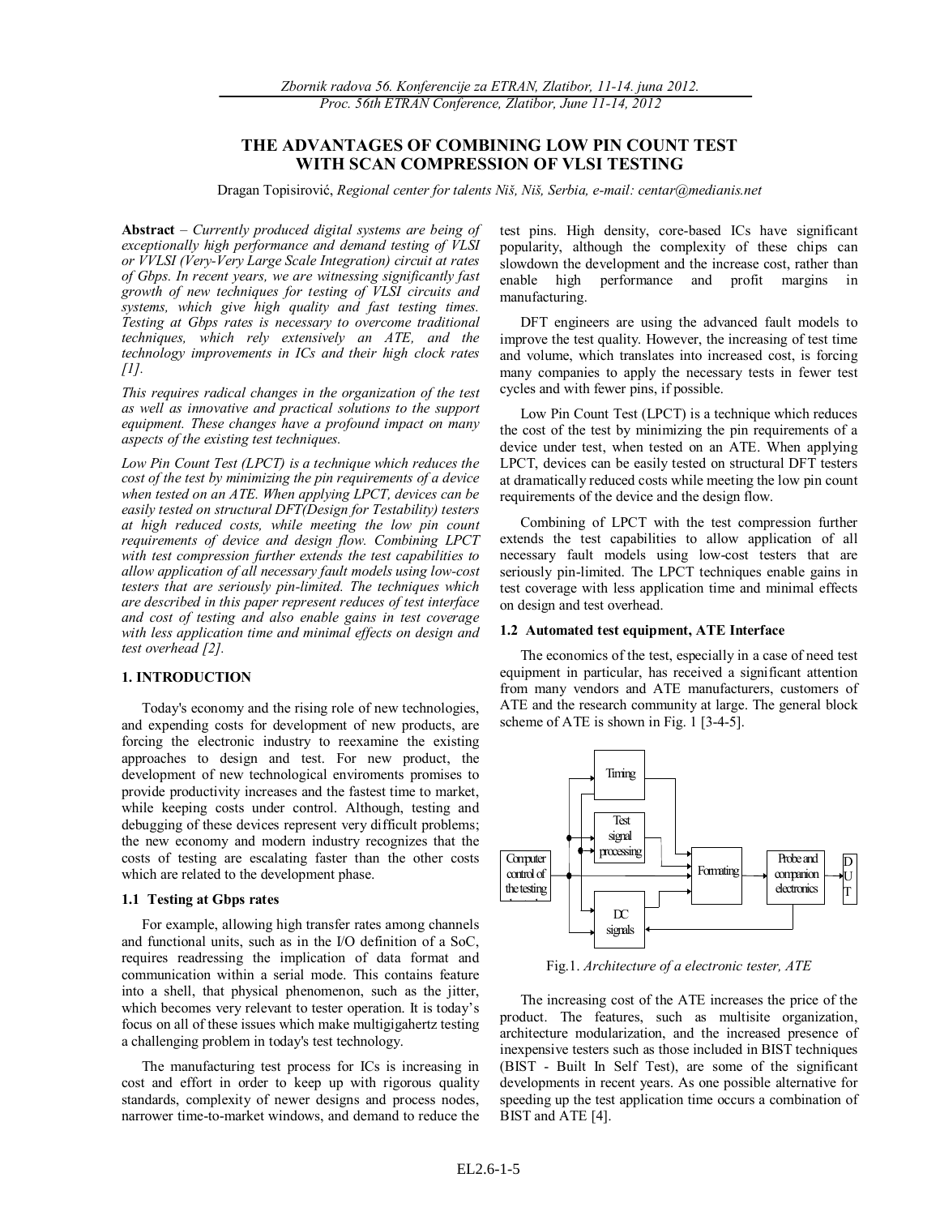# THE ADVANTAGES OF COMBINING LOW PIN COUNT TEST WITH SCAN COMPRESSION OF VLSI TESTING

Dragan Topisirović, *Regional center for talents Niš, Niš, Serbia, e-mail: centar@medianis.net*

**Abstract** – *Currently produced digital systems are being of exceptionally high performance and demand testing of VLSI or VVLSI (Very-Very Large Scale Integration) circuit at rates of Gbps. In recent years, we are witnessing significantly fast growth of new techniques for testing of VLSI circuits and systems, which give high quality and fast testing times. Testing at Gbps rates is necessary to overcome traditional techniques, which rely extensively an ATE, and the technology improvements in ICs and their high clock rates [1].*

*This requires radical changes in the organization of the test as well as innovative and practical solutions to the support equipment. These changes have a profound impact on many aspects of the existing test techniques.*

*Low Pin Count Test (LPCT) is a technique which reduces the cost of the test by minimizing the pin requirements of a device when tested on an ATE. When applying LPCT, devices can be easily tested on structural DFT(Design for Testability) testers at high reduced costs, while meeting the low pin count requirements of device and design flow. Combining LPCT with test compression further extends the test capabilities to allow application of all necessary fault models using low-cost testers that are seriously pin-limited. The techniques which are described in this paper represent reduces of test interface and cost of testing and also enable gains in test coverage with less application time and minimal effects on design and test overhead [2].*

## 1. INTRODUCTION

Today's economy and the rising role of new technologies, and expending costs for development of new products, are forcing the electronic industry to reexamine the existing approaches to design and test. For new product, the development of new technological enviroments promises to provide productivity increases and the fastest time to market, while keeping costs under control. Although, testing and debugging of these devices represent very difficult problems; the new economy and modern industry recognizes that the costs of testing are escalating faster than the other costs which are related to the development phase.

### 1.1 Testing at Gbps rates

For example, allowing high transfer rates among channels and functional units, such as in the I/O definition of a SoC, requires readdressing the implication of data format and communication within a serial mode. This contains feature into a shell, that physical phenomenon, such as the jitter, which becomes very relevant to tester operation. It is today's focus on all of these issues which make multigigahertz testing a challenging problem in today's test technology.

The manufacturing test process for ICs is increasing in cost and effort in order to keep up with rigorous quality standards, complexity of newer designs and process nodes, narrower time-to-market windows, and demand to reduce the test pins. High density, core-based ICs have significant popularity, although the complexity of these chips can slowdown the development and the increase cost, rather than enable high performance and profit margins in manufacturing.

DFT engineers are using the advanced fault models to improve the test quality. However, the increasing of test time and volume, which translates into increased cost, is forcing many companies to apply the necessary tests in fewer test cycles and with fewer pins, if possible.

Low Pin Count Test (LPCT) is a technique which reduces the cost of the test by minimizing the pin requirements of a device under test, when tested on an ATE. When applying LPCT, devices can be easily tested on structural DFT testers at dramatically reduced costs while meeting the low pin count requirements of the device and the design flow.

Combining of LPCT with the test compression further extends the test capabilities to allow application of all necessary fault models using low-cost testers that are seriously pin-limited. The LPCT techniques enable gains in test coverage with less application time and minimal effects on design and test overhead.

### 1.2 Automated test equipment, ATE Interface

The economics of the test, especially in a case of need test equipment in particular, has received a significant attention from many vendors and ATE manufacturers, customers of ATE and the research community at large. The general block scheme of ATE is shown in Fig. 1 [3-4-5].

Fig.1. *Architecture of a electronic tester, ATE*

The increasing cost of the ATE increases the price of the product. The features, such as multisite organization, architecture modularization, and the increased presence of inexpensive testers such as those included in BIST techniques (BIST - Built In Self Test), are some of the significant developments in recent years. As one possible alternative for speeding up the test application time occurs a combination of BIST and ATE [4].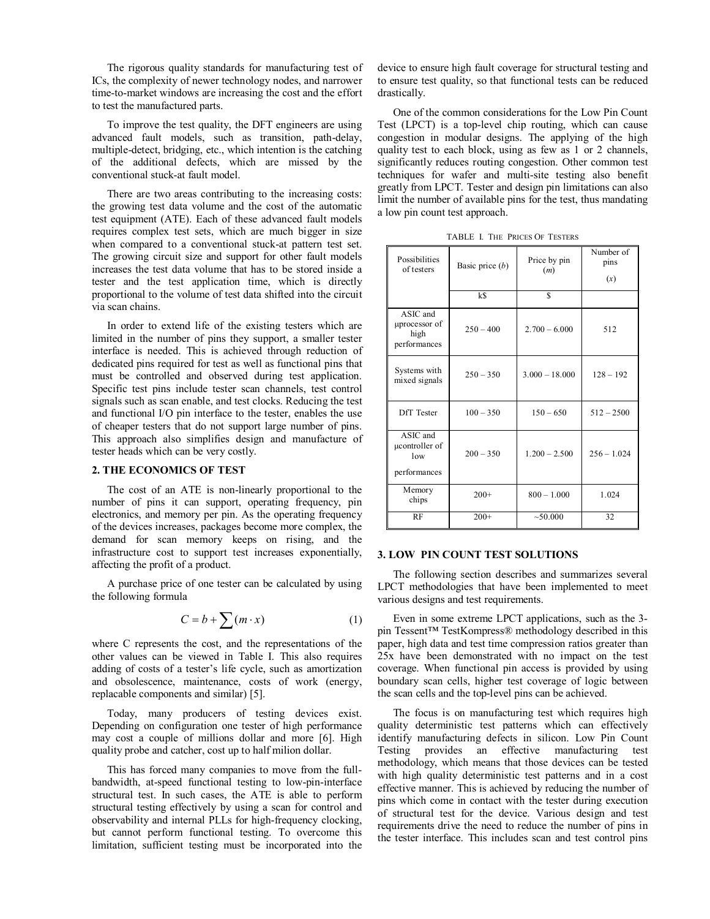The rigorous quality standards for manufacturing test of ICs, the complexity of newer technology nodes, and narrower time-to-market windows are increasing the cost and the effort to test the manufactured parts.

To improve the test quality, the DFT engineers are using advanced fault models, such as transition, path-delay, multiple-detect, bridging, etc., which intention is the catching of the additional defects, which are missed by the conventional stuck-at fault model.

There are two areas contributing to the increasing costs: the growing test data volume and the cost of the automatic test equipment (ATE). Each of these advanced fault models requires complex test sets, which are much bigger in size when compared to a conventional stuck-at pattern test set. The growing circuit size and support for other fault models increases the test data volume that has to be stored inside a tester and the test application time, which is directly proportional to the volume of test data shifted into the circuit via scan chains.

In order to extend life of the existing testers which are limited in the number of pins they support, a smaller tester interface is needed. This is achieved through reduction of dedicated pins required for test as well as functional pins that must be controlled and observed during test application. Specific test pins include tester scan channels, test control signals such as scan enable, and test clocks. Reducing the test and functional I/O pin interface to the tester, enables the use of cheaper testers that do not support large number of pins. This approach also simplifies design and manufacture of tester heads which can be very costly.

## 2. THE ECONOMICS OF TEST

The cost of an ATE is non-linearly proportional to the number of pins it can support, operating frequency, pin electronics, and memory per pin. As the operating frequency of the devices increases, packages become more complex, the demand for scan memory keeps on rising, and the infrastructure cost to support test increases exponentially, affecting the profit of a product.

A purchase price of one tester can be calculated by using the following formula

$$C = b + \sum (m \cdot x) \qquad (1)$$

where C represents the cost, and the representations of the other values can be viewed in Table I. This also requires adding of costs of a tester's life cycle, such as amortization and obsolescence, maintenance, costs of work (energy, replacable components and similar) [5].

Today, many producers of testing devices exist. Depending on configuration one tester of high performance may cost a couple of millions dollar and more [6]. High quality probe and catcher, cost up to half milion dollar.

This has forced many companies to move from the full-bandwidth, at-speed functional testing to low-pin-interface structural test. In such cases, the ATE is able to perform structural testing effectively by using a scan for control and observability and internal PLLs for high-frequency clocking, but cannot perform functional testing. To overcome this limitation, sufficient testing must be incorporated into the device to ensure high fault coverage for structural testing and to ensure test quality, so that functional tests can be reduced drastically.

One of the common considerations for the Low Pin Count Test (LPCT) is a top-level chip routing, which can cause congestion in modular designs. The applying of the high quality test to each block, using as few as 1 or 2 channels, significantly reduces routing congestion. Other common test techniques for wafer and multi-site testing also benefit greatly from LPCT. Tester and design pin limitations can also limit the number of available pins for the test, thus mandating a low pin count test approach.

TABLE I. THE PRICES OF TESTERS

| Possibilities of testers | Basic price ($b$) | Price by pin ($m$) | Number of pins ($x$) |
|---|---|---|---|
| | k$ | $ | |
| ASIC and µprocessor of high performances | 250 – 400 | 2.700 – 6.000 | 512 |
| Systems with mixed signals | 250 – 350 | 3.000 – 18.000 | 128 – 192 |
| DfT Tester | 100 – 350 | 150 – 650 | 512 – 2500 |
| ASIC and µcontroller of low performances | 200 – 350 | 1.200 – 2.500 | 256 – 1.024 |
| Memory chips | 200+ | 800 – 1.000 | 1.024 |
| RF | 200+ | ~50.000 | 32 |

## 3. LOW PIN COUNT TEST SOLUTIONS

The following section describes and summarizes several LPCT methodologies that have been implemented to meet various designs and test requirements.

Even in some extreme LPCT applications, such as the 3-pin Tessent™ TestKompress® methodology described in this paper, high data and test time compression ratios greater than 25x have been demonstrated with no impact on the test coverage. When functional pin access is provided by using boundary scan cells, higher test coverage of logic between the scan cells and the top-level pins can be achieved.

The focus is on manufacturing test which requires high quality deterministic test patterns which can effectively identify manufacturing defects in silicon. Low Pin Count Testing provides an effective manufacturing test methodology, which means that those devices can be tested with high quality deterministic test patterns and in a cost effective manner. This is achieved by reducing the number of pins which come in contact with the tester during execution of structural test for the device. Various design and test requirements drive the need to reduce the number of pins in the tester interface. This includes scan and test control pins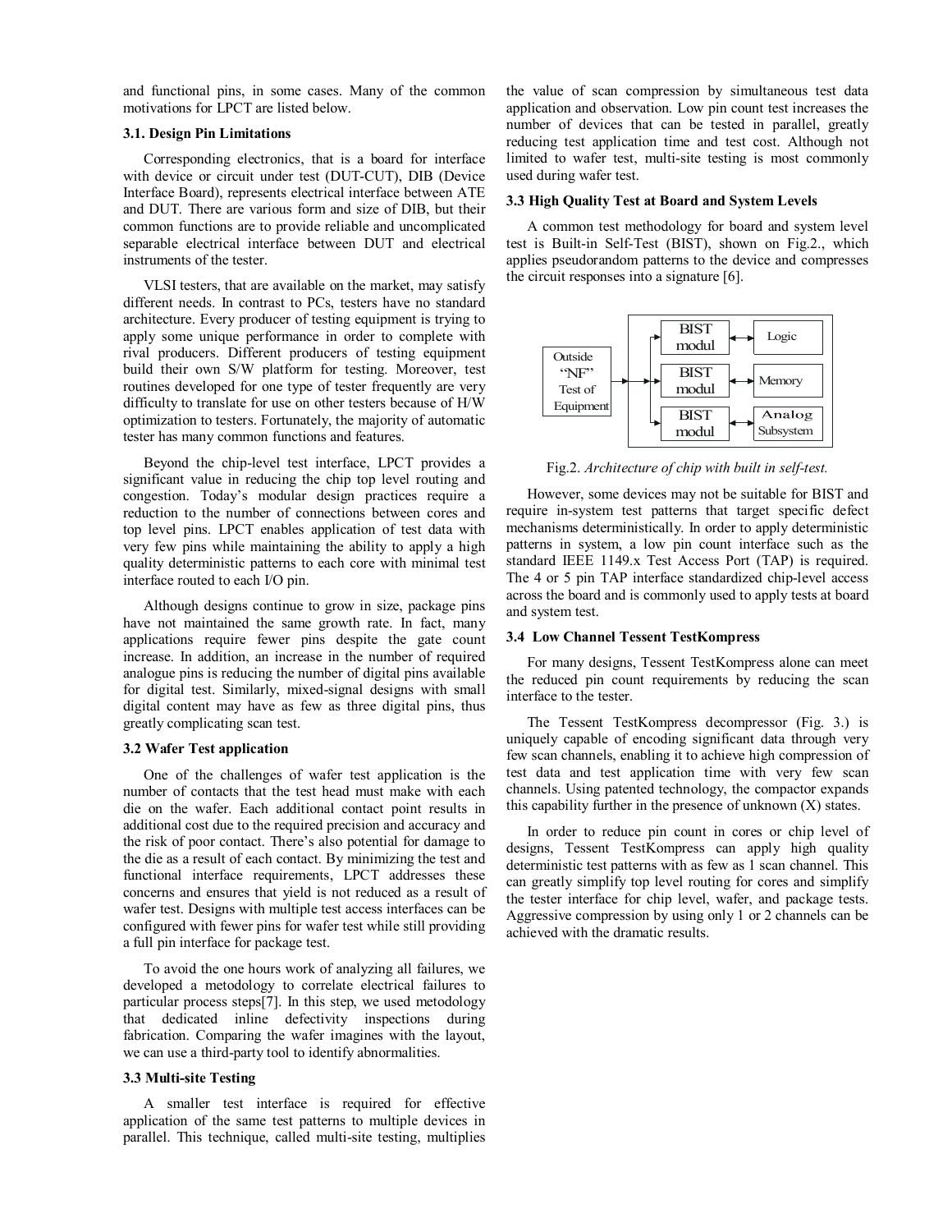and functional pins, in some cases. Many of the common motivations for LPCT are listed below.

### 3.1. Design Pin Limitations

Corresponding electronics, that is a board for interface with device or circuit under test (DUT-CUT), DIB (Device Interface Board), represents electrical interface between ATE and DUT. There are various form and size of DIB, but their common functions are to provide reliable and uncomplicated separable electrical interface between DUT and electrical instruments of the tester.

VLSI testers, that are available on the market, may satisfy different needs. In contrast to PCs, testers have no standard architecture. Every producer of testing equipment is trying to apply some unique performance in order to complete with rival producers. Different producers of testing equipment build their own S/W platform for testing. Moreover, test routines developed for one type of tester frequently are very difficulty to translate for use on other testers because of H/W optimization to testers. Fortunately, the majority of automatic tester has many common functions and features.

Beyond the chip-level test interface, LPCT provides a significant value in reducing the chip top level routing and congestion. Today's modular design practices require a reduction to the number of connections between cores and top level pins. LPCT enables application of test data with very few pins while maintaining the ability to apply a high quality deterministic patterns to each core with minimal test interface routed to each I/O pin.

Although designs continue to grow in size, package pins have not maintained the same growth rate. In fact, many applications require fewer pins despite the gate count increase. In addition, an increase in the number of required analogue pins is reducing the number of digital pins available for digital test. Similarly, mixed-signal designs with small digital content may have as few as three digital pins, thus greatly complicating scan test.

### 3.2 Wafer Test application

One of the challenges of wafer test application is the number of contacts that the test head must make with each die on the wafer. Each additional contact point results in additional cost due to the required precision and accuracy and the risk of poor contact. There's also potential for damage to the die as a result of each contact. By minimizing the test and functional interface requirements, LPCT addresses these concerns and ensures that yield is not reduced as a result of wafer test. Designs with multiple test access interfaces can be configured with fewer pins for wafer test while still providing a full pin interface for package test.

To avoid the one hours work of analyzing all failures, we developed a metodology to correlate electrical failures to particular process steps[7]. In this step, we used metodology that dedicated inline defectivity inspections during fabrication. Comparing the wafer imagines with the layout, we can use a third-party tool to identify abnormalities.

### 3.3 Multi-site Testing

A smaller test interface is required for effective application of the same test patterns to multiple devices in parallel. This technique, called multi-site testing, multiplies the value of scan compression by simultaneous test data application and observation. Low pin count test increases the number of devices that can be tested in parallel, greatly reducing test application time and test cost. Although not limited to wafer test, multi-site testing is most commonly used during wafer test.

### 3.3 High Quality Test at Board and System Levels

A common test methodology for board and system level test is Built-in Self-Test (BIST), shown on Fig.2., which applies pseudorandom patterns to the device and compresses the circuit responses into a signature [6].

Outside "NF" Test of Equipment | BIST modul — Logic | BIST modul — Memory | BIST modul — Analog Subsystem

Fig.2. *Architecture of chip with built in self-test.*

However, some devices may not be suitable for BIST and require in-system test patterns that target specific defect mechanisms deterministically. In order to apply deterministic patterns in system, a low pin count interface such as the standard IEEE 1149.x Test Access Port (TAP) is required. The 4 or 5 pin TAP interface standardized chip-level access across the board and is commonly used to apply tests at board and system test.

### 3.4 Low Channel Tessent TestKompress

For many designs, Tessent TestKompress alone can meet the reduced pin count requirements by reducing the scan interface to the tester.

The Tessent TestKompress decompressor (Fig. 3.) is uniquely capable of encoding significant data through very few scan channels, enabling it to achieve high compression of test data and test application time with very few scan channels. Using patented technology, the compactor expands this capability further in the presence of unknown (X) states.

In order to reduce pin count in cores or chip level of designs, Tessent TestKompress can apply high quality deterministic test patterns with as few as 1 scan channel. This can greatly simplify top level routing for cores and simplify the tester interface for chip level, wafer, and package tests. Aggressive compression by using only 1 or 2 channels can be achieved with the dramatic results.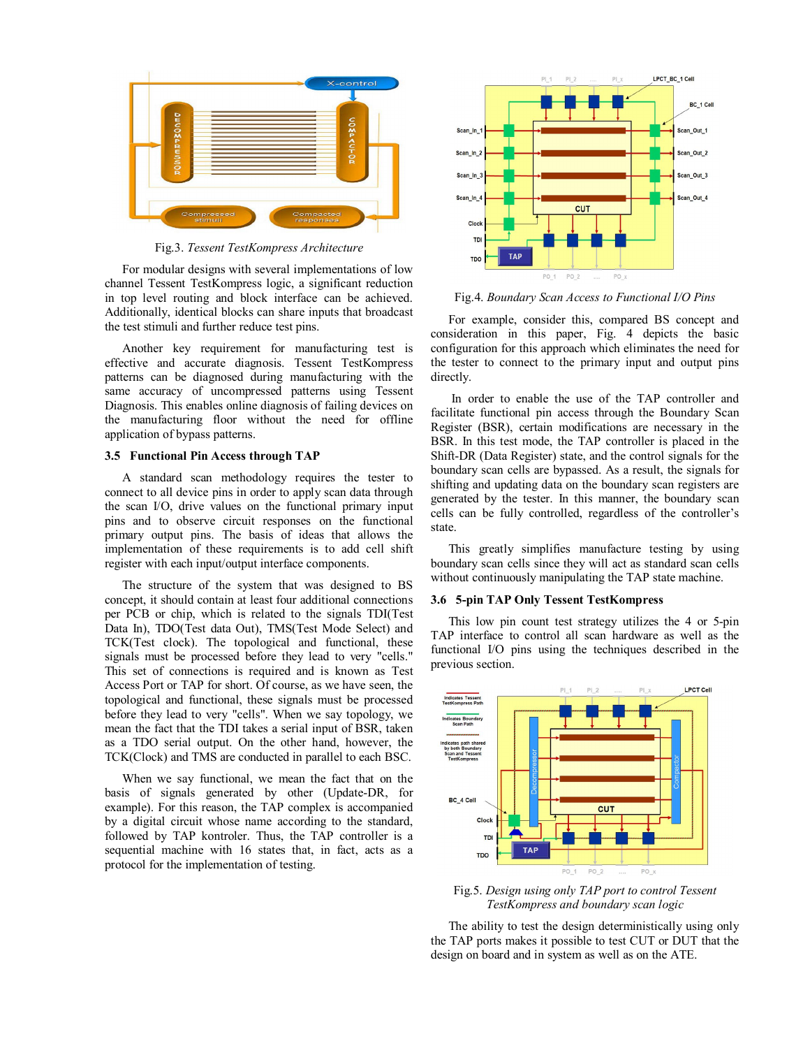Fig.3. *Tessent TestKompress Architecture*

For modular designs with several implementations of low channel Tessent TestKompress logic, a significant reduction in top level routing and block interface can be achieved. Additionally, identical blocks can share inputs that broadcast the test stimuli and further reduce test pins.

Another key requirement for manufacturing test is effective and accurate diagnosis. Tessent TestKompress patterns can be diagnosed during manufacturing with the same accuracy of uncompressed patterns using Tessent Diagnosis. This enables online diagnosis of failing devices on the manufacturing floor without the need for offline application of bypass patterns.

### 3.5 Functional Pin Access through TAP

A standard scan methodology requires the tester to connect to all device pins in order to apply scan data through the scan I/O, drive values on the functional primary input pins and to observe circuit responses on the functional primary output pins. The basis of ideas that allows the implementation of these requirements is to add cell shift register with each input/output interface components.

The structure of the system that was designed to BS concept, it should contain at least four additional connections per PCB or chip, which is related to the signals TDI(Test Data In), TDO(Test data Out), TMS(Test Mode Select) and TCK(Test clock). The topological and functional, these signals must be processed before they lead to very "cells." This set of connections is required and is known as Test Access Port or TAP for short. Of course, as we have seen, the topological and functional, these signals must be processed before they lead to very "cells". When we say topology, we mean the fact that the TDI takes a serial input of BSR, taken as a TDO serial output. On the other hand, however, the TCK(Clock) and TMS are conducted in parallel to each BSC.

When we say functional, we mean the fact that on the basis of signals generated by other (Update-DR, for example). For this reason, the TAP complex is accompanied by a digital circuit whose name according to the standard, followed by TAP kontroler. Thus, the TAP controller is a sequential machine with 16 states that, in fact, acts as a protocol for the implementation of testing.

Fig.4. *Boundary Scan Access to Functional I/O Pins*

For example, consider this, compared BS concept and consideration in this paper, Fig. 4 depicts the basic configuration for this approach which eliminates the need for the tester to connect to the primary input and output pins directly.

In order to enable the use of the TAP controller and facilitate functional pin access through the Boundary Scan Register (BSR), certain modifications are necessary in the BSR. In this test mode, the TAP controller is placed in the Shift-DR (Data Register) state, and the control signals for the boundary scan cells are bypassed. As a result, the signals for shifting and updating data on the boundary scan registers are generated by the tester. In this manner, the boundary scan cells can be fully controlled, regardless of the controller's state.

This greatly simplifies manufacture testing by using boundary scan cells since they will act as standard scan cells without continuously manipulating the TAP state machine.

### 3.6 5-pin TAP Only Tessent TestKompress

This low pin count test strategy utilizes the 4 or 5-pin TAP interface to control all scan hardware as well as the functional I/O pins using the techniques described in the previous section.

Fig.5. *Design using only TAP port to control Tessent TestKompress and boundary scan logic*

The ability to test the design deterministically using only the TAP ports makes it possible to test CUT or DUT that the design on board and in system as well as on the ATE.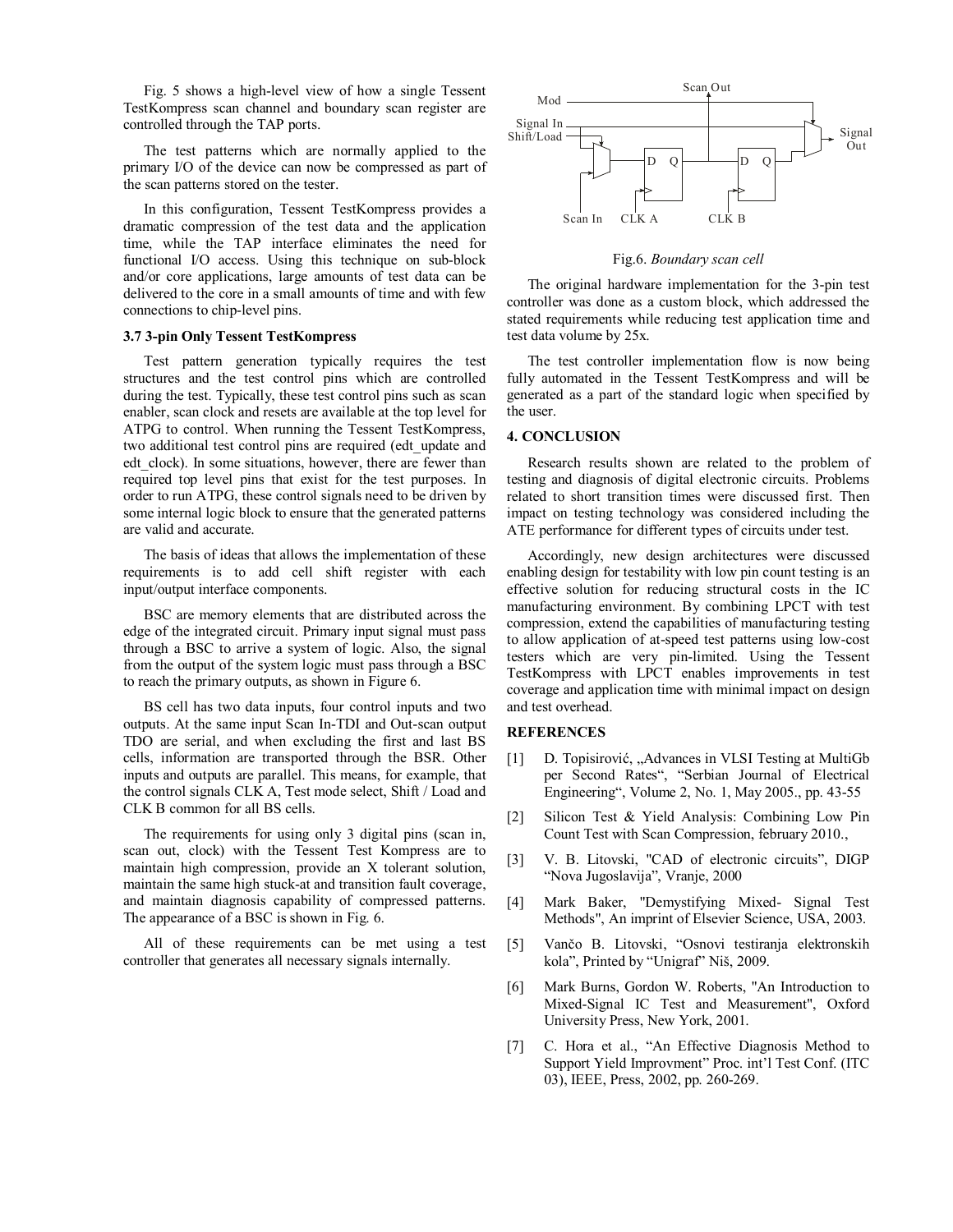Fig. 5 shows a high-level view of how a single Tessent TestKompress scan channel and boundary scan register are controlled through the TAP ports.

The test patterns which are normally applied to the primary I/O of the device can now be compressed as part of the scan patterns stored on the tester.

In this configuration, Tessent TestKompress provides a dramatic compression of the test data and the application time, while the TAP interface eliminates the need for functional I/O access. Using this technique on sub-block and/or core applications, large amounts of test data can be delivered to the core in a small amounts of time and with few connections to chip-level pins.

### 3.7 3-pin Only Tessent TestKompress

Test pattern generation typically requires the test structures and the test control pins which are controlled during the test. Typically, these test control pins such as scan enabler, scan clock and resets are available at the top level for ATPG to control. When running the Tessent TestKompress, two additional test control pins are required (edt_update and edt_clock). In some situations, however, there are fewer than required top level pins that exist for the test purposes. In order to run ATPG, these control signals need to be driven by some internal logic block to ensure that the generated patterns are valid and accurate.

The basis of ideas that allows the implementation of these requirements is to add cell shift register with each input/output interface components.

BSC are memory elements that are distributed across the edge of the integrated circuit. Primary input signal must pass through a BSC to arrive a system of logic. Also, the signal from the output of the system logic must pass through a BSC to reach the primary outputs, as shown in Figure 6.

BS cell has two data inputs, four control inputs and two outputs. At the same input Scan In-TDI and Out-scan output TDO are serial, and when excluding the first and last BS cells, information are transported through the BSR. Other inputs and outputs are parallel. This means, for example, that the control signals CLK A, Test mode select, Shift / Load and CLK B common for all BS cells.

The requirements for using only 3 digital pins (scan in, scan out, clock) with the Tessent Test Kompress are to maintain high compression, provide an X tolerant solution, maintain the same high stuck-at and transition fault coverage, and maintain diagnosis capability of compressed patterns. The appearance of a BSC is shown in Fig. 6.

All of these requirements can be met using a test controller that generates all necessary signals internally.

Scan Out
Mod
Signal In
Shift/Load
Signal Out
D Q
D Q
Scan In
CLK A
CLK B

Fig.6. *Boundary scan cell*

The original hardware implementation for the 3-pin test controller was done as a custom block, which addressed the stated requirements while reducing test application time and test data volume by 25x.

The test controller implementation flow is now being fully automated in the Tessent TestKompress and will be generated as a part of the standard logic when specified by the user.

## 4. CONCLUSION

Research results shown are related to the problem of testing and diagnosis of digital electronic circuits. Problems related to short transition times were discussed first. Then impact on testing technology was considered including the ATE performance for different types of circuits under test.

Accordingly, new design architectures were discussed enabling design for testability with low pin count testing is an effective solution for reducing structural costs in the IC manufacturing environment. By combining LPCT with test compression, extend the capabilities of manufacturing testing to allow application of at-speed test patterns using low-cost testers which are very pin-limited. Using the Tessent TestKompress with LPCT enables improvements in test coverage and application time with minimal impact on design and test overhead.

## REFERENCES

[1] D. Topisirović, „Advances in VLSI Testing at MultiGb per Second Rates", "Serbian Journal of Electrical Engineering", Volume 2, No. 1, May 2005., pp. 43-55

[2] Silicon Test & Yield Analysis: Combining Low Pin Count Test with Scan Compression, february 2010.,

[3] V. B. Litovski, "CAD of electronic circuits", DIGP "Nova Jugoslavija", Vranje, 2000

[4] Mark Baker, "Demystifying Mixed- Signal Test Methods", An imprint of Elsevier Science, USA, 2003.

[5] Vančo B. Litovski, "Osnovi testiranja elektronskih kola", Printed by "Unigraf" Niš, 2009.

[6] Mark Burns, Gordon W. Roberts, "An Introduction to Mixed-Signal IC Test and Measurement", Oxford University Press, New York, 2001.

[7] C. Hora et al., "An Effective Diagnosis Method to Support Yield Improvment" Proc. int'l Test Conf. (ITC 03), IEEE, Press, 2002, pp. 260-269.